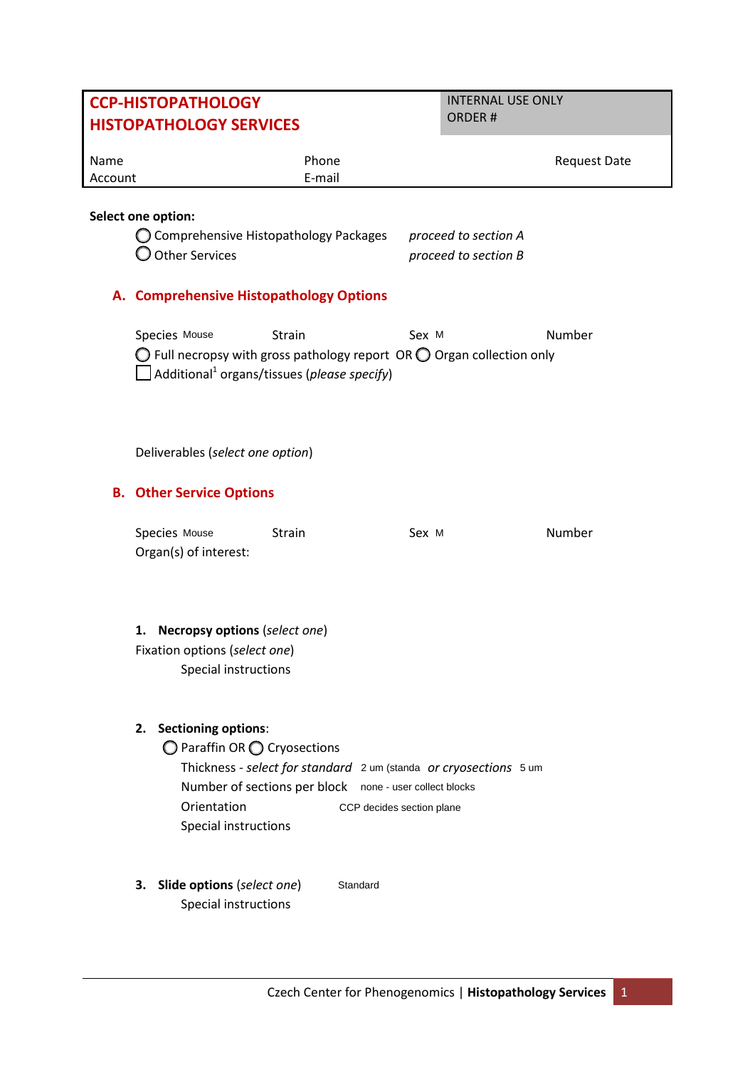| **CCP-HISTOPATHOLOGY**<br>**HISTOPATHOLOGY SERVICES** | | INTERNAL USE ONLY<br>ORDER # |
|---|---|---|
| Name | Phone | Request Date |
| Account | E-mail | |

**Select one option:**

- ◯ Comprehensive Histopathology Packages — *proceed to section A*
- ◯ Other Services — *proceed to section B*

## A. Comprehensive Histopathology Options

Species Mouse Strain Sex M Number

◯ Full necropsy with gross pathology report OR ◯ Organ collection only

☐ Additional[1] organs/tissues (*please specify*)

Deliverables (*select one option*)

## B. Other Service Options

Species Mouse Strain Sex M Number

Organ(s) of interest:

**1. Necropsy options** (*select one*)

Fixation options (*select one*)

Special instructions

**2. Sectioning options**:

◯ Paraffin OR ◯ Cryosections

Thickness - *select for standard* 2 um (standa *or cryosections* 5 um

Number of sections per block none - user collect blocks

Orientation CCP decides section plane

Special instructions

**3. Slide options** (*select one*) Standard

Special instructions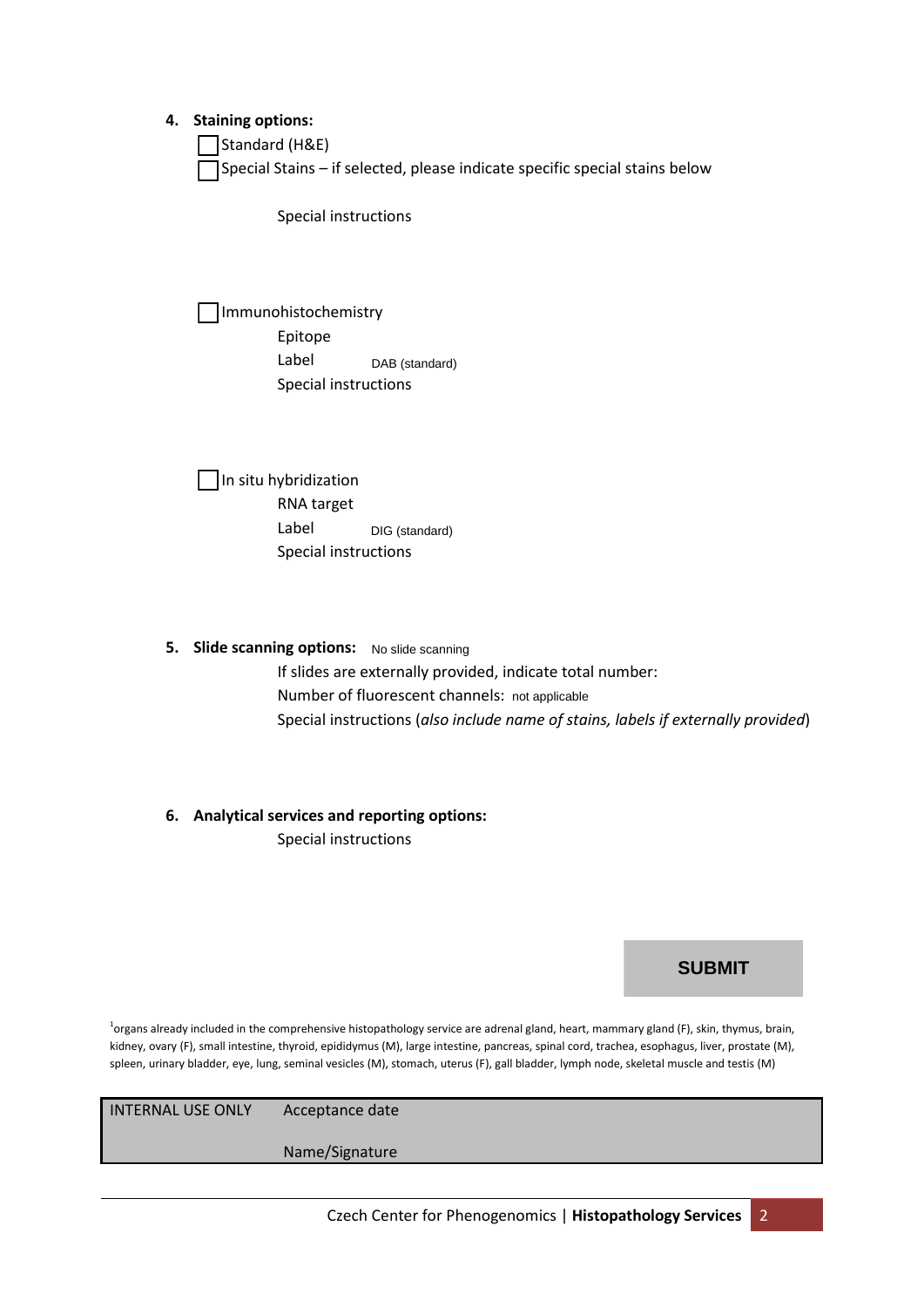4. **Staining options:**
   - ☐ Standard (H&E)
   - ☐ Special Stains – if selected, please indicate specific special stains below

     Special instructions

   - ☐ Immunohistochemistry

     Epitope

     Label DAB (standard)

     Special instructions

   - ☐ In situ hybridization

     RNA target

     Label DIG (standard)

     Special instructions

5. **Slide scanning options:** No slide scanning

   If slides are externally provided, indicate total number:

   Number of fluorescent channels: not applicable

   Special instructions (*also include name of stains, labels if externally provided*)

6. **Analytical services and reporting options:**

   Special instructions

**SUBMIT**

[1]organs already included in the comprehensive histopathology service are adrenal gland, heart, mammary gland (F), skin, thymus, brain, kidney, ovary (F), small intestine, thyroid, epididymus (M), large intestine, pancreas, spinal cord, trachea, esophagus, liver, prostate (M), spleen, urinary bladder, eye, lung, seminal vesicles (M), stomach, uterus (F), gall bladder, lymph node, skeletal muscle and testis (M)

| | |
|---|---|
| INTERNAL USE ONLY | Acceptance date |
| | Name/Signature |